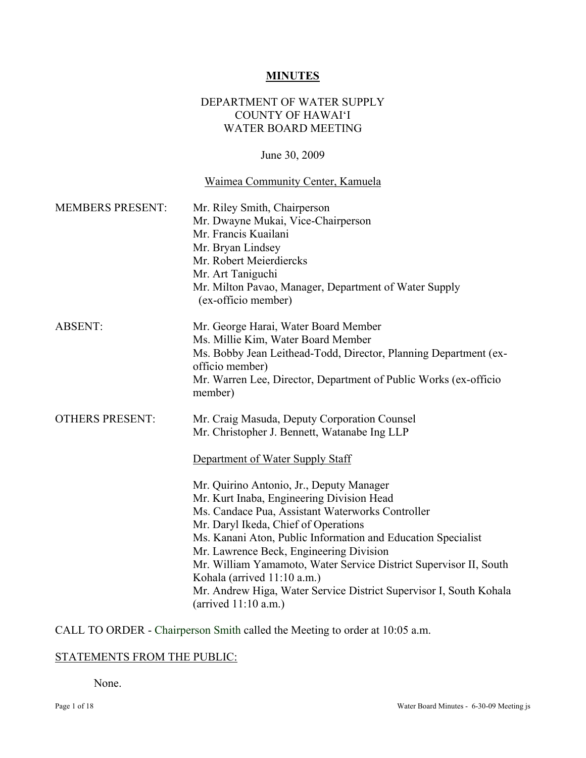# MINUTES

DEPARTMENT OF WATER SUPPLY
COUNTY OF HAWAI'I
WATER BOARD MEETING

June 30, 2009

Waimea Community Center, Kamuela

MEMBERS PRESENT:
- Mr. Riley Smith, Chairperson
- Mr. Dwayne Mukai, Vice-Chairperson
- Mr. Francis Kuailani
- Mr. Bryan Lindsey
- Mr. Robert Meierdiercks
- Mr. Art Taniguchi
- Mr. Milton Pavao, Manager, Department of Water Supply (ex-officio member)

ABSENT:
- Mr. George Harai, Water Board Member
- Ms. Millie Kim, Water Board Member
- Ms. Bobby Jean Leithead-Todd, Director, Planning Department (ex-officio member)
- Mr. Warren Lee, Director, Department of Public Works (ex-officio member)

OTHERS PRESENT:
- Mr. Craig Masuda, Deputy Corporation Counsel
- Mr. Christopher J. Bennett, Watanabe Ing LLP

Department of Water Supply Staff

- Mr. Quirino Antonio, Jr., Deputy Manager
- Mr. Kurt Inaba, Engineering Division Head
- Ms. Candace Pua, Assistant Waterworks Controller
- Mr. Daryl Ikeda, Chief of Operations
- Ms. Kanani Aton, Public Information and Education Specialist
- Mr. Lawrence Beck, Engineering Division
- Mr. William Yamamoto, Water Service District Supervisor II, South Kohala (arrived 11:10 a.m.)
- Mr. Andrew Higa, Water Service District Supervisor I, South Kohala (arrived 11:10 a.m.)

CALL TO ORDER - Chairperson Smith called the Meeting to order at 10:05 a.m.

STATEMENTS FROM THE PUBLIC:

None.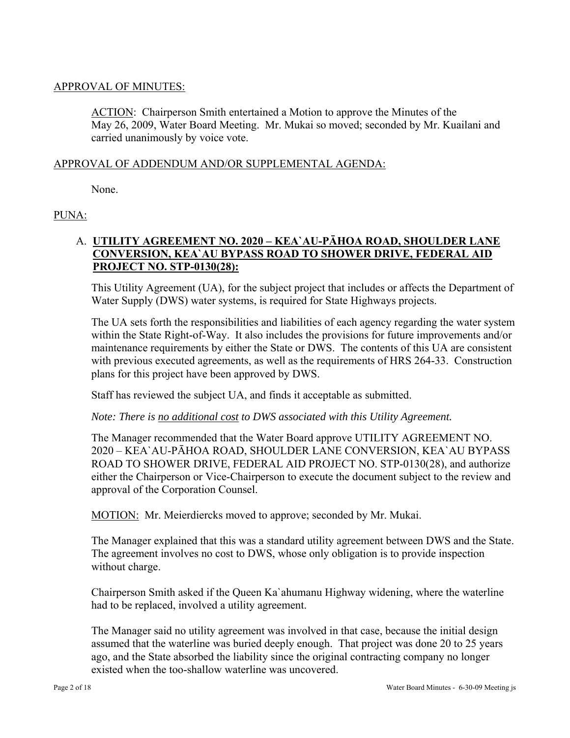APPROVAL OF MINUTES:

ACTION: Chairperson Smith entertained a Motion to approve the Minutes of the May 26, 2009, Water Board Meeting. Mr. Mukai so moved; seconded by Mr. Kuailani and carried unanimously by voice vote.

APPROVAL OF ADDENDUM AND/OR SUPPLEMENTAL AGENDA:

None.

PUNA:

A. **UTILITY AGREEMENT NO. 2020 – KEA`AU-PĀHOA ROAD, SHOULDER LANE CONVERSION, KEA`AU BYPASS ROAD TO SHOWER DRIVE, FEDERAL AID PROJECT NO. STP-0130(28):**

This Utility Agreement (UA), for the subject project that includes or affects the Department of Water Supply (DWS) water systems, is required for State Highways projects.

The UA sets forth the responsibilities and liabilities of each agency regarding the water system within the State Right-of-Way. It also includes the provisions for future improvements and/or maintenance requirements by either the State or DWS. The contents of this UA are consistent with previous executed agreements, as well as the requirements of HRS 264-33. Construction plans for this project have been approved by DWS.

Staff has reviewed the subject UA, and finds it acceptable as submitted.

*Note: There is no additional cost to DWS associated with this Utility Agreement.*

The Manager recommended that the Water Board approve UTILITY AGREEMENT NO. 2020 – KEA`AU-PĀHOA ROAD, SHOULDER LANE CONVERSION, KEA`AU BYPASS ROAD TO SHOWER DRIVE, FEDERAL AID PROJECT NO. STP-0130(28), and authorize either the Chairperson or Vice-Chairperson to execute the document subject to the review and approval of the Corporation Counsel.

MOTION: Mr. Meierdiercks moved to approve; seconded by Mr. Mukai.

The Manager explained that this was a standard utility agreement between DWS and the State. The agreement involves no cost to DWS, whose only obligation is to provide inspection without charge.

Chairperson Smith asked if the Queen Ka`ahumanu Highway widening, where the waterline had to be replaced, involved a utility agreement.

The Manager said no utility agreement was involved in that case, because the initial design assumed that the waterline was buried deeply enough. That project was done 20 to 25 years ago, and the State absorbed the liability since the original contracting company no longer existed when the too-shallow waterline was uncovered.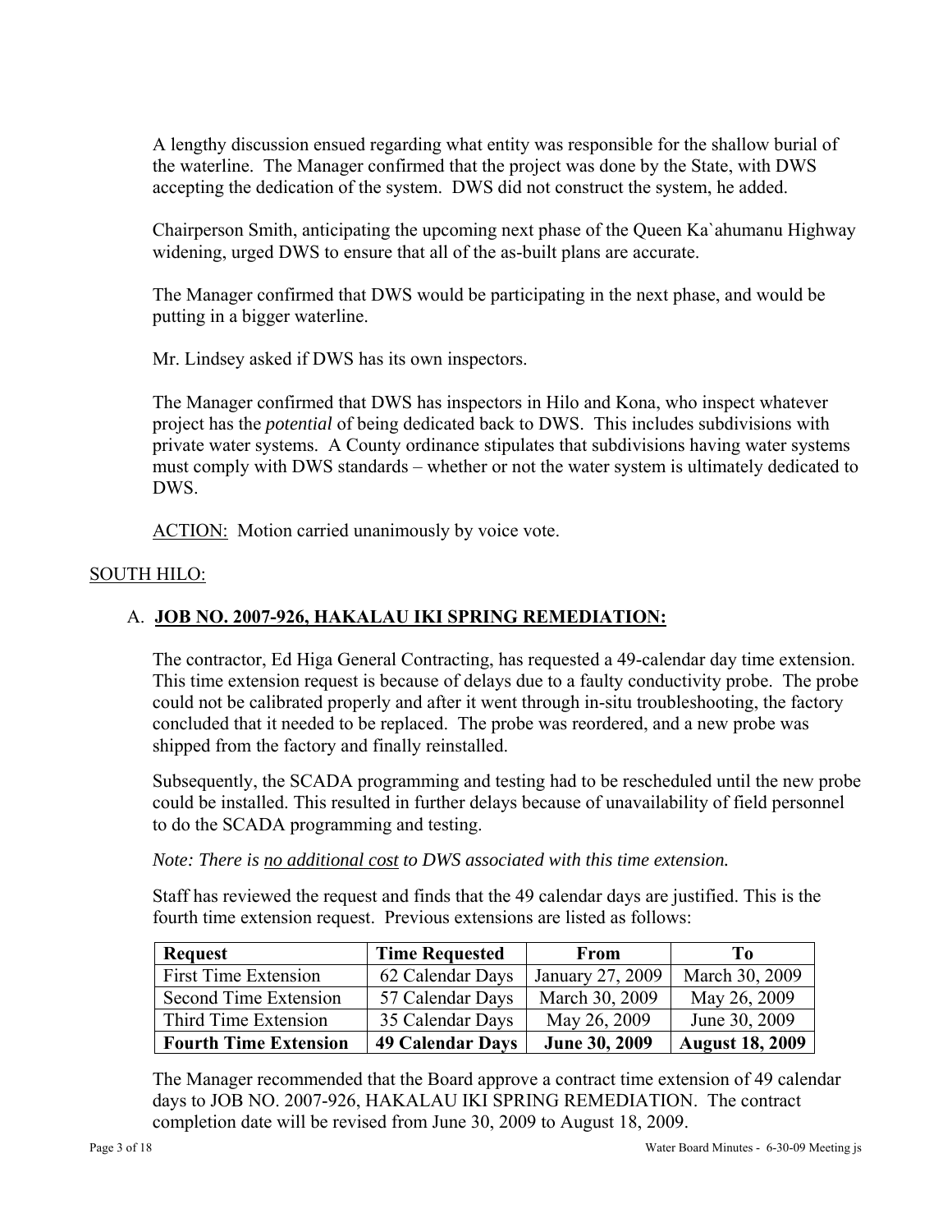A lengthy discussion ensued regarding what entity was responsible for the shallow burial of the waterline. The Manager confirmed that the project was done by the State, with DWS accepting the dedication of the system. DWS did not construct the system, he added.

Chairperson Smith, anticipating the upcoming next phase of the Queen Ka`ahumanu Highway widening, urged DWS to ensure that all of the as-built plans are accurate.

The Manager confirmed that DWS would be participating in the next phase, and would be putting in a bigger waterline.

Mr. Lindsey asked if DWS has its own inspectors.

The Manager confirmed that DWS has inspectors in Hilo and Kona, who inspect whatever project has the *potential* of being dedicated back to DWS. This includes subdivisions with private water systems. A County ordinance stipulates that subdivisions having water systems must comply with DWS standards – whether or not the water system is ultimately dedicated to DWS.

<u>ACTION:</u> Motion carried unanimously by voice vote.

<u>SOUTH HILO:</u>

A. **<u>JOB NO. 2007-926, HAKALAU IKI SPRING REMEDIATION:</u>**

The contractor, Ed Higa General Contracting, has requested a 49-calendar day time extension. This time extension request is because of delays due to a faulty conductivity probe. The probe could not be calibrated properly and after it went through in-situ troubleshooting, the factory concluded that it needed to be replaced. The probe was reordered, and a new probe was shipped from the factory and finally reinstalled.

Subsequently, the SCADA programming and testing had to be rescheduled until the new probe could be installed. This resulted in further delays because of unavailability of field personnel to do the SCADA programming and testing.

*Note: There is <u>no additional cost</u> to DWS associated with this time extension.*

Staff has reviewed the request and finds that the 49 calendar days are justified. This is the fourth time extension request. Previous extensions are listed as follows:

| Request | Time Requested | From | To |
|---|---|---|---|
| First Time Extension | 62 Calendar Days | January 27, 2009 | March 30, 2009 |
| Second Time Extension | 57 Calendar Days | March 30, 2009 | May 26, 2009 |
| Third Time Extension | 35 Calendar Days | May 26, 2009 | June 30, 2009 |
| **Fourth Time Extension** | **49 Calendar Days** | **June 30, 2009** | **August 18, 2009** |

The Manager recommended that the Board approve a contract time extension of 49 calendar days to JOB NO. 2007-926, HAKALAU IKI SPRING REMEDIATION. The contract completion date will be revised from June 30, 2009 to August 18, 2009.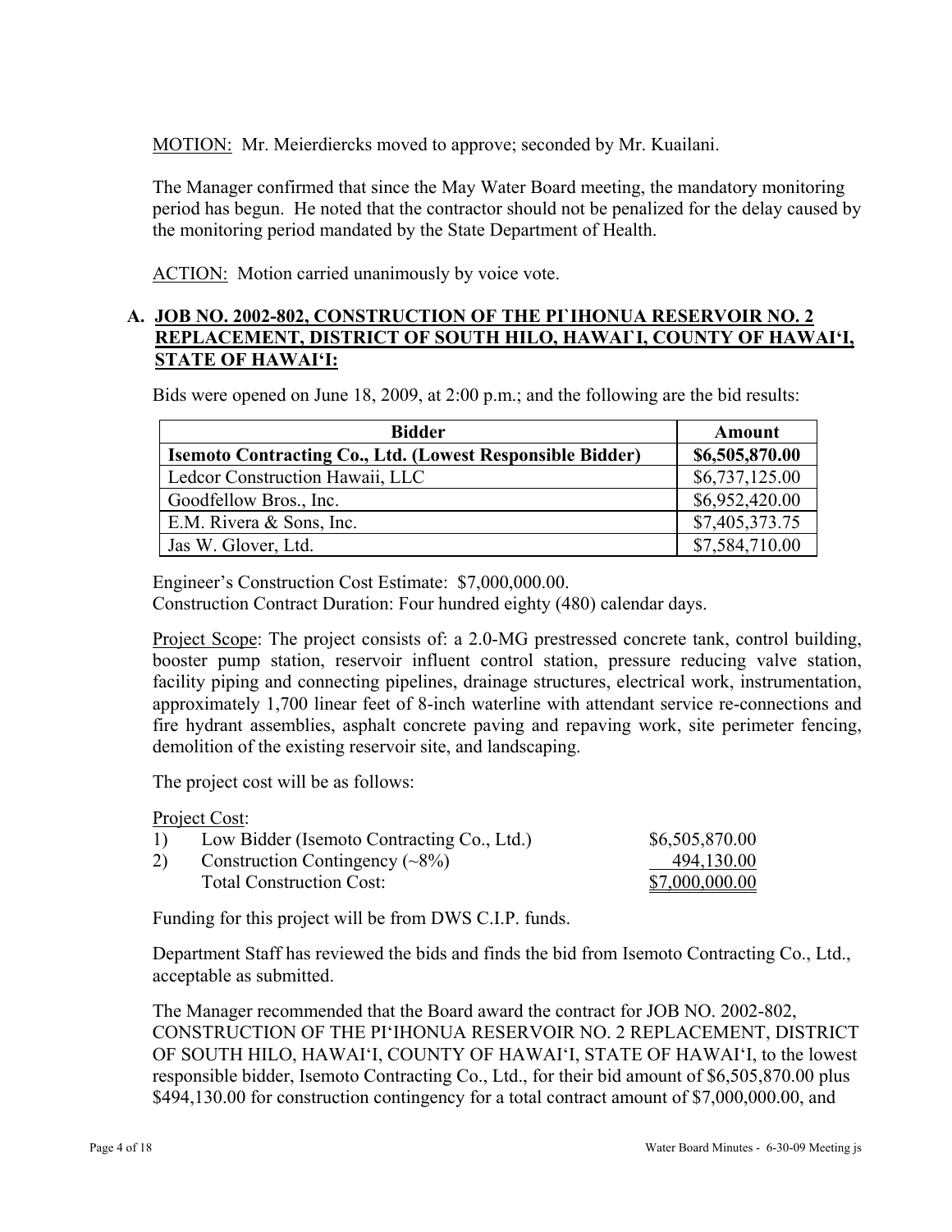MOTION: Mr. Meierdiercks moved to approve; seconded by Mr. Kuailani.

The Manager confirmed that since the May Water Board meeting, the mandatory monitoring period has begun. He noted that the contractor should not be penalized for the delay caused by the monitoring period mandated by the State Department of Health.

ACTION: Motion carried unanimously by voice vote.

## A. JOB NO. 2002-802, CONSTRUCTION OF THE PI`IHONUA RESERVOIR NO. 2 REPLACEMENT, DISTRICT OF SOUTH HILO, HAWAI`I, COUNTY OF HAWAI‘I, STATE OF HAWAI‘I:

Bids were opened on June 18, 2009, at 2:00 p.m.; and the following are the bid results:

| Bidder | Amount |
|---|---|
| **Isemoto Contracting Co., Ltd. (Lowest Responsible Bidder)** | **$6,505,870.00** |
| Ledcor Construction Hawaii, LLC | $6,737,125.00 |
| Goodfellow Bros., Inc. | $6,952,420.00 |
| E.M. Rivera & Sons, Inc. | $7,405,373.75 |
| Jas W. Glover, Ltd. | $7,584,710.00 |

Engineer’s Construction Cost Estimate: $7,000,000.00.
Construction Contract Duration: Four hundred eighty (480) calendar days.

Project Scope: The project consists of: a 2.0-MG prestressed concrete tank, control building, booster pump station, reservoir influent control station, pressure reducing valve station, facility piping and connecting pipelines, drainage structures, electrical work, instrumentation, approximately 1,700 linear feet of 8-inch waterline with attendant service re-connections and fire hydrant assemblies, asphalt concrete paving and repaving work, site perimeter fencing, demolition of the existing reservoir site, and landscaping.

The project cost will be as follows:

Project Cost:

| | | |
|---|---|---|
| 1) | Low Bidder (Isemoto Contracting Co., Ltd.) | $6,505,870.00 |
| 2) | Construction Contingency (~8%) | 494,130.00 |
| | Total Construction Cost: | $7,000,000.00 |

Funding for this project will be from DWS C.I.P. funds.

Department Staff has reviewed the bids and finds the bid from Isemoto Contracting Co., Ltd., acceptable as submitted.

The Manager recommended that the Board award the contract for JOB NO. 2002-802, CONSTRUCTION OF THE PI‘IHONUA RESERVOIR NO. 2 REPLACEMENT, DISTRICT OF SOUTH HILO, HAWAI‘I, COUNTY OF HAWAI‘I, STATE OF HAWAI‘I, to the lowest responsible bidder, Isemoto Contracting Co., Ltd., for their bid amount of $6,505,870.00 plus $494,130.00 for construction contingency for a total contract amount of $7,000,000.00, and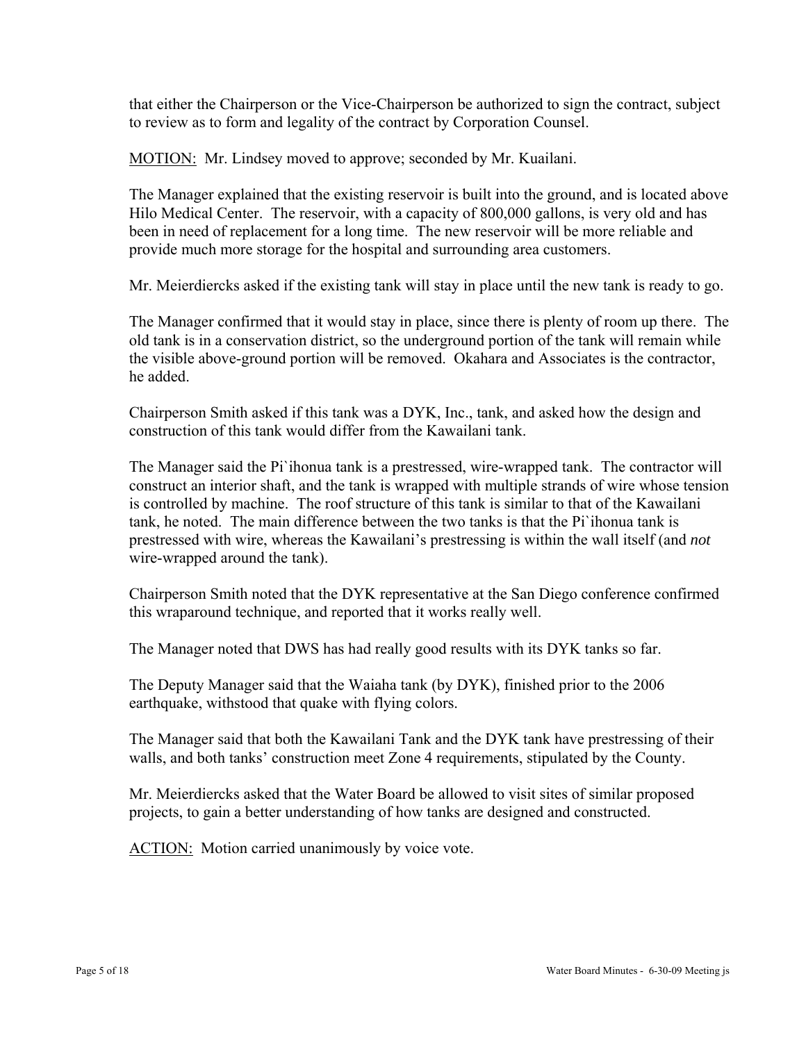that either the Chairperson or the Vice-Chairperson be authorized to sign the contract, subject to review as to form and legality of the contract by Corporation Counsel.

MOTION: Mr. Lindsey moved to approve; seconded by Mr. Kuailani.

The Manager explained that the existing reservoir is built into the ground, and is located above Hilo Medical Center. The reservoir, with a capacity of 800,000 gallons, is very old and has been in need of replacement for a long time. The new reservoir will be more reliable and provide much more storage for the hospital and surrounding area customers.

Mr. Meierdiercks asked if the existing tank will stay in place until the new tank is ready to go.

The Manager confirmed that it would stay in place, since there is plenty of room up there. The old tank is in a conservation district, so the underground portion of the tank will remain while the visible above-ground portion will be removed. Okahara and Associates is the contractor, he added.

Chairperson Smith asked if this tank was a DYK, Inc., tank, and asked how the design and construction of this tank would differ from the Kawailani tank.

The Manager said the Pi`ihonua tank is a prestressed, wire-wrapped tank. The contractor will construct an interior shaft, and the tank is wrapped with multiple strands of wire whose tension is controlled by machine. The roof structure of this tank is similar to that of the Kawailani tank, he noted. The main difference between the two tanks is that the Pi`ihonua tank is prestressed with wire, whereas the Kawailani's prestressing is within the wall itself (and *not* wire-wrapped around the tank).

Chairperson Smith noted that the DYK representative at the San Diego conference confirmed this wraparound technique, and reported that it works really well.

The Manager noted that DWS has had really good results with its DYK tanks so far.

The Deputy Manager said that the Waiaha tank (by DYK), finished prior to the 2006 earthquake, withstood that quake with flying colors.

The Manager said that both the Kawailani Tank and the DYK tank have prestressing of their walls, and both tanks' construction meet Zone 4 requirements, stipulated by the County.

Mr. Meierdiercks asked that the Water Board be allowed to visit sites of similar proposed projects, to gain a better understanding of how tanks are designed and constructed.

ACTION: Motion carried unanimously by voice vote.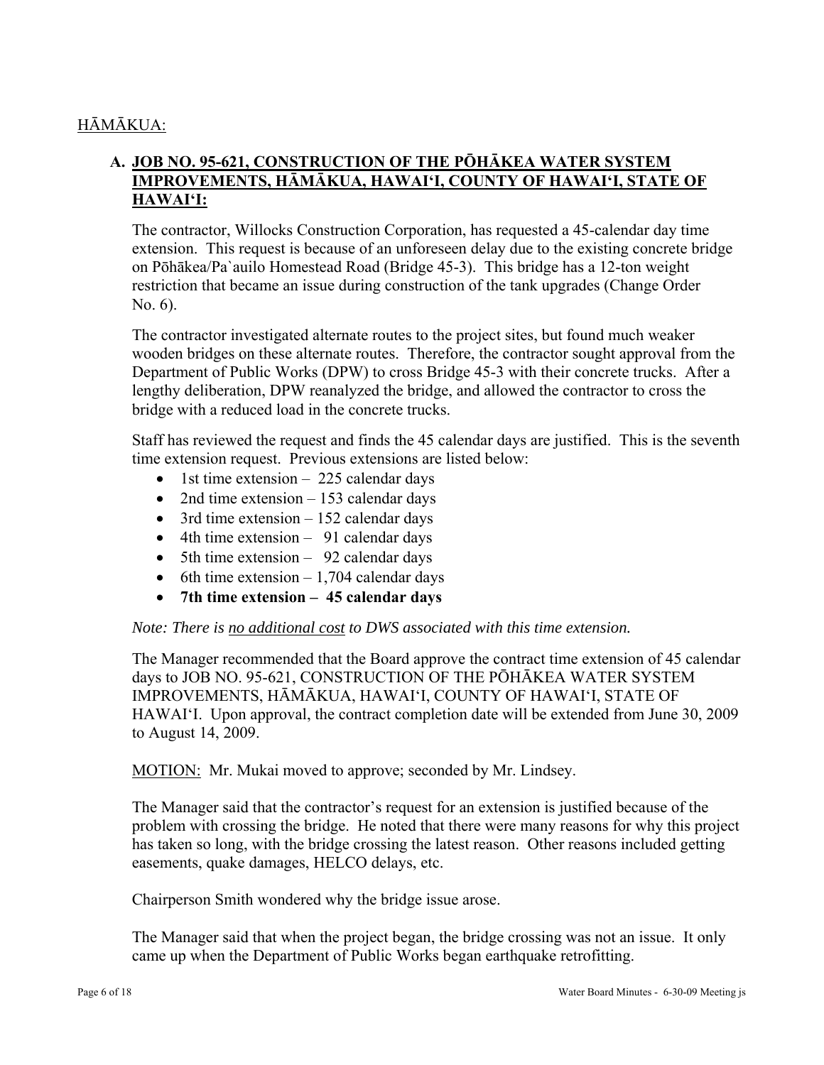<u>HĀMĀKUA:</u>

**A. <u>JOB NO. 95-621, CONSTRUCTION OF THE PŌHĀKEA WATER SYSTEM IMPROVEMENTS, HĀMĀKUA, HAWAI'I, COUNTY OF HAWAI'I, STATE OF HAWAI'I:</u>**

The contractor, Willocks Construction Corporation, has requested a 45-calendar day time extension. This request is because of an unforeseen delay due to the existing concrete bridge on Pōhākea/Pa`auilo Homestead Road (Bridge 45-3). This bridge has a 12-ton weight restriction that became an issue during construction of the tank upgrades (Change Order No. 6).

The contractor investigated alternate routes to the project sites, but found much weaker wooden bridges on these alternate routes. Therefore, the contractor sought approval from the Department of Public Works (DPW) to cross Bridge 45-3 with their concrete trucks. After a lengthy deliberation, DPW reanalyzed the bridge, and allowed the contractor to cross the bridge with a reduced load in the concrete trucks.

Staff has reviewed the request and finds the 45 calendar days are justified. This is the seventh time extension request. Previous extensions are listed below:

- 1st time extension – 225 calendar days
- 2nd time extension – 153 calendar days
- 3rd time extension – 152 calendar days
- 4th time extension – 91 calendar days
- 5th time extension – 92 calendar days
- 6th time extension – 1,704 calendar days
- **7th time extension – 45 calendar days**

*Note: There is <u>no additional cost</u> to DWS associated with this time extension.*

The Manager recommended that the Board approve the contract time extension of 45 calendar days to JOB NO. 95-621, CONSTRUCTION OF THE PŌHĀKEA WATER SYSTEM IMPROVEMENTS, HĀMĀKUA, HAWAI'I, COUNTY OF HAWAI'I, STATE OF HAWAI'I. Upon approval, the contract completion date will be extended from June 30, 2009 to August 14, 2009.

<u>MOTION:</u> Mr. Mukai moved to approve; seconded by Mr. Lindsey.

The Manager said that the contractor's request for an extension is justified because of the problem with crossing the bridge. He noted that there were many reasons for why this project has taken so long, with the bridge crossing the latest reason. Other reasons included getting easements, quake damages, HELCO delays, etc.

Chairperson Smith wondered why the bridge issue arose.

The Manager said that when the project began, the bridge crossing was not an issue. It only came up when the Department of Public Works began earthquake retrofitting.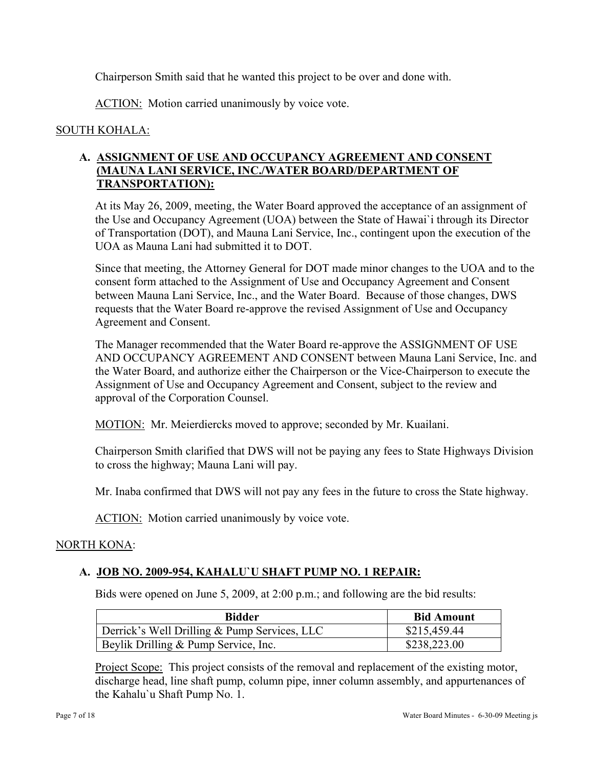Chairperson Smith said that he wanted this project to be over and done with.

ACTION: Motion carried unanimously by voice vote.

SOUTH KOHALA:

**A. ASSIGNMENT OF USE AND OCCUPANCY AGREEMENT AND CONSENT (MAUNA LANI SERVICE, INC./WATER BOARD/DEPARTMENT OF TRANSPORTATION):**

At its May 26, 2009, meeting, the Water Board approved the acceptance of an assignment of the Use and Occupancy Agreement (UOA) between the State of Hawai`i through its Director of Transportation (DOT), and Mauna Lani Service, Inc., contingent upon the execution of the UOA as Mauna Lani had submitted it to DOT.

Since that meeting, the Attorney General for DOT made minor changes to the UOA and to the consent form attached to the Assignment of Use and Occupancy Agreement and Consent between Mauna Lani Service, Inc., and the Water Board. Because of those changes, DWS requests that the Water Board re-approve the revised Assignment of Use and Occupancy Agreement and Consent.

The Manager recommended that the Water Board re-approve the ASSIGNMENT OF USE AND OCCUPANCY AGREEMENT AND CONSENT between Mauna Lani Service, Inc. and the Water Board, and authorize either the Chairperson or the Vice-Chairperson to execute the Assignment of Use and Occupancy Agreement and Consent, subject to the review and approval of the Corporation Counsel.

MOTION: Mr. Meierdiercks moved to approve; seconded by Mr. Kuailani.

Chairperson Smith clarified that DWS will not be paying any fees to State Highways Division to cross the highway; Mauna Lani will pay.

Mr. Inaba confirmed that DWS will not pay any fees in the future to cross the State highway.

ACTION: Motion carried unanimously by voice vote.

NORTH KONA:

**A. JOB NO. 2009-954, KAHALU`U SHAFT PUMP NO. 1 REPAIR:**

Bids were opened on June 5, 2009, at 2:00 p.m.; and following are the bid results:

| Bidder | Bid Amount |
|---|---|
| Derrick's Well Drilling & Pump Services, LLC | $215,459.44 |
| Beylik Drilling & Pump Service, Inc. | $238,223.00 |

Project Scope: This project consists of the removal and replacement of the existing motor, discharge head, line shaft pump, column pipe, inner column assembly, and appurtenances of the Kahalu`u Shaft Pump No. 1.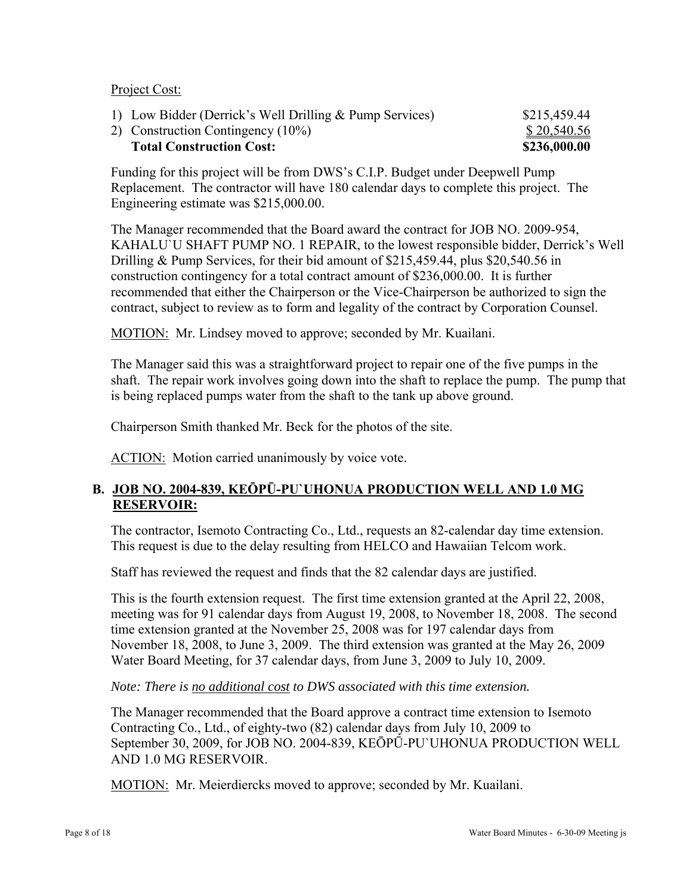Project Cost:

| | |
|---|---|
| 1) Low Bidder (Derrick's Well Drilling & Pump Services) | \$215,459.44 |
| 2) Construction Contingency (10%) | \$ 20,540.56 |
| **Total Construction Cost:** | **\$236,000.00** |

Funding for this project will be from DWS's C.I.P. Budget under Deepwell Pump Replacement. The contractor will have 180 calendar days to complete this project. The Engineering estimate was \$215,000.00.

The Manager recommended that the Board award the contract for JOB NO. 2009-954, KAHALU`U SHAFT PUMP NO. 1 REPAIR, to the lowest responsible bidder, Derrick's Well Drilling & Pump Services, for their bid amount of \$215,459.44, plus \$20,540.56 in construction contingency for a total contract amount of \$236,000.00. It is further recommended that either the Chairperson or the Vice-Chairperson be authorized to sign the contract, subject to review as to form and legality of the contract by Corporation Counsel.

MOTION: Mr. Lindsey moved to approve; seconded by Mr. Kuailani.

The Manager said this was a straightforward project to repair one of the five pumps in the shaft. The repair work involves going down into the shaft to replace the pump. The pump that is being replaced pumps water from the shaft to the tank up above ground.

Chairperson Smith thanked Mr. Beck for the photos of the site.

ACTION: Motion carried unanimously by voice vote.

## B. JOB NO. 2004-839, KEŌPŪ-PU`UHONUA PRODUCTION WELL AND 1.0 MG RESERVOIR:

The contractor, Isemoto Contracting Co., Ltd., requests an 82-calendar day time extension. This request is due to the delay resulting from HELCO and Hawaiian Telcom work.

Staff has reviewed the request and finds that the 82 calendar days are justified.

This is the fourth extension request. The first time extension granted at the April 22, 2008, meeting was for 91 calendar days from August 19, 2008, to November 18, 2008. The second time extension granted at the November 25, 2008 was for 197 calendar days from November 18, 2008, to June 3, 2009. The third extension was granted at the May 26, 2009 Water Board Meeting, for 37 calendar days, from June 3, 2009 to July 10, 2009.

*Note: There is no additional cost to DWS associated with this time extension.*

The Manager recommended that the Board approve a contract time extension to Isemoto Contracting Co., Ltd., of eighty-two (82) calendar days from July 10, 2009 to September 30, 2009, for JOB NO. 2004-839, KEŌPŪ-PU`UHONUA PRODUCTION WELL AND 1.0 MG RESERVOIR.

MOTION: Mr. Meierdiercks moved to approve; seconded by Mr. Kuailani.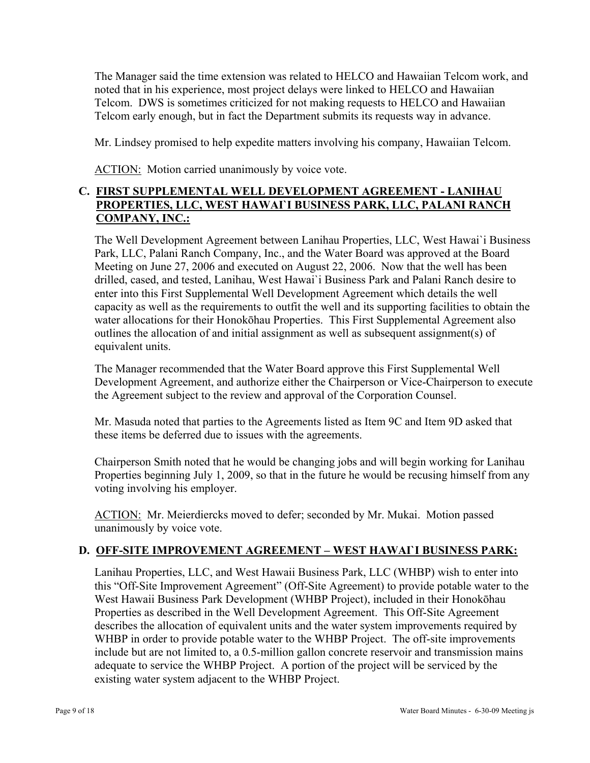The Manager said the time extension was related to HELCO and Hawaiian Telcom work, and noted that in his experience, most project delays were linked to HELCO and Hawaiian Telcom. DWS is sometimes criticized for not making requests to HELCO and Hawaiian Telcom early enough, but in fact the Department submits its requests way in advance.

Mr. Lindsey promised to help expedite matters involving his company, Hawaiian Telcom.

ACTION: Motion carried unanimously by voice vote.

## C. FIRST SUPPLEMENTAL WELL DEVELOPMENT AGREEMENT - LANIHAU PROPERTIES, LLC, WEST HAWAI`I BUSINESS PARK, LLC, PALANI RANCH COMPANY, INC.:

The Well Development Agreement between Lanihau Properties, LLC, West Hawai`i Business Park, LLC, Palani Ranch Company, Inc., and the Water Board was approved at the Board Meeting on June 27, 2006 and executed on August 22, 2006. Now that the well has been drilled, cased, and tested, Lanihau, West Hawai`i Business Park and Palani Ranch desire to enter into this First Supplemental Well Development Agreement which details the well capacity as well as the requirements to outfit the well and its supporting facilities to obtain the water allocations for their Honokōhau Properties. This First Supplemental Agreement also outlines the allocation of and initial assignment as well as subsequent assignment(s) of equivalent units.

The Manager recommended that the Water Board approve this First Supplemental Well Development Agreement, and authorize either the Chairperson or Vice-Chairperson to execute the Agreement subject to the review and approval of the Corporation Counsel.

Mr. Masuda noted that parties to the Agreements listed as Item 9C and Item 9D asked that these items be deferred due to issues with the agreements.

Chairperson Smith noted that he would be changing jobs and will begin working for Lanihau Properties beginning July 1, 2009, so that in the future he would be recusing himself from any voting involving his employer.

ACTION: Mr. Meierdiercks moved to defer; seconded by Mr. Mukai. Motion passed unanimously by voice vote.

## D. OFF-SITE IMPROVEMENT AGREEMENT – WEST HAWAI`I BUSINESS PARK:

Lanihau Properties, LLC, and West Hawaii Business Park, LLC (WHBP) wish to enter into this "Off-Site Improvement Agreement" (Off-Site Agreement) to provide potable water to the West Hawaii Business Park Development (WHBP Project), included in their Honokōhau Properties as described in the Well Development Agreement. This Off-Site Agreement describes the allocation of equivalent units and the water system improvements required by WHBP in order to provide potable water to the WHBP Project. The off-site improvements include but are not limited to, a 0.5-million gallon concrete reservoir and transmission mains adequate to service the WHBP Project. A portion of the project will be serviced by the existing water system adjacent to the WHBP Project.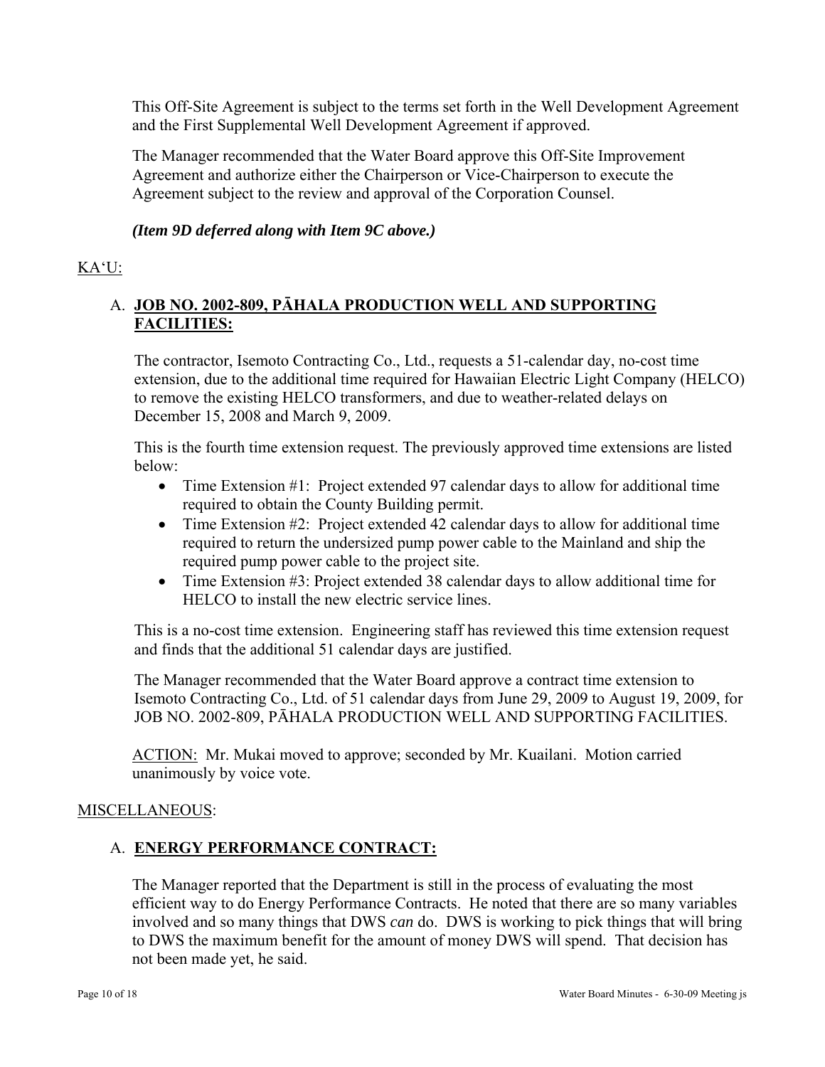This Off-Site Agreement is subject to the terms set forth in the Well Development Agreement and the First Supplemental Well Development Agreement if approved.

The Manager recommended that the Water Board approve this Off-Site Improvement Agreement and authorize either the Chairperson or Vice-Chairperson to execute the Agreement subject to the review and approval of the Corporation Counsel.

***(Item 9D deferred along with Item 9C above.)***

<u>KA'U:</u>

A. **<u>JOB NO. 2002-809, PĀHALA PRODUCTION WELL AND SUPPORTING FACILITIES:</u>**

The contractor, Isemoto Contracting Co., Ltd., requests a 51-calendar day, no-cost time extension, due to the additional time required for Hawaiian Electric Light Company (HELCO) to remove the existing HELCO transformers, and due to weather-related delays on December 15, 2008 and March 9, 2009.

This is the fourth time extension request. The previously approved time extensions are listed below:

- Time Extension #1: Project extended 97 calendar days to allow for additional time required to obtain the County Building permit.
- Time Extension #2: Project extended 42 calendar days to allow for additional time required to return the undersized pump power cable to the Mainland and ship the required pump power cable to the project site.
- Time Extension #3: Project extended 38 calendar days to allow additional time for HELCO to install the new electric service lines.

This is a no-cost time extension. Engineering staff has reviewed this time extension request and finds that the additional 51 calendar days are justified.

The Manager recommended that the Water Board approve a contract time extension to Isemoto Contracting Co., Ltd. of 51 calendar days from June 29, 2009 to August 19, 2009, for JOB NO. 2002-809, PĀHALA PRODUCTION WELL AND SUPPORTING FACILITIES.

<u>ACTION:</u> Mr. Mukai moved to approve; seconded by Mr. Kuailani. Motion carried unanimously by voice vote.

<u>MISCELLANEOUS</u>:

A. **<u>ENERGY PERFORMANCE CONTRACT:</u>**

The Manager reported that the Department is still in the process of evaluating the most efficient way to do Energy Performance Contracts. He noted that there are so many variables involved and so many things that DWS *can* do. DWS is working to pick things that will bring to DWS the maximum benefit for the amount of money DWS will spend. That decision has not been made yet, he said.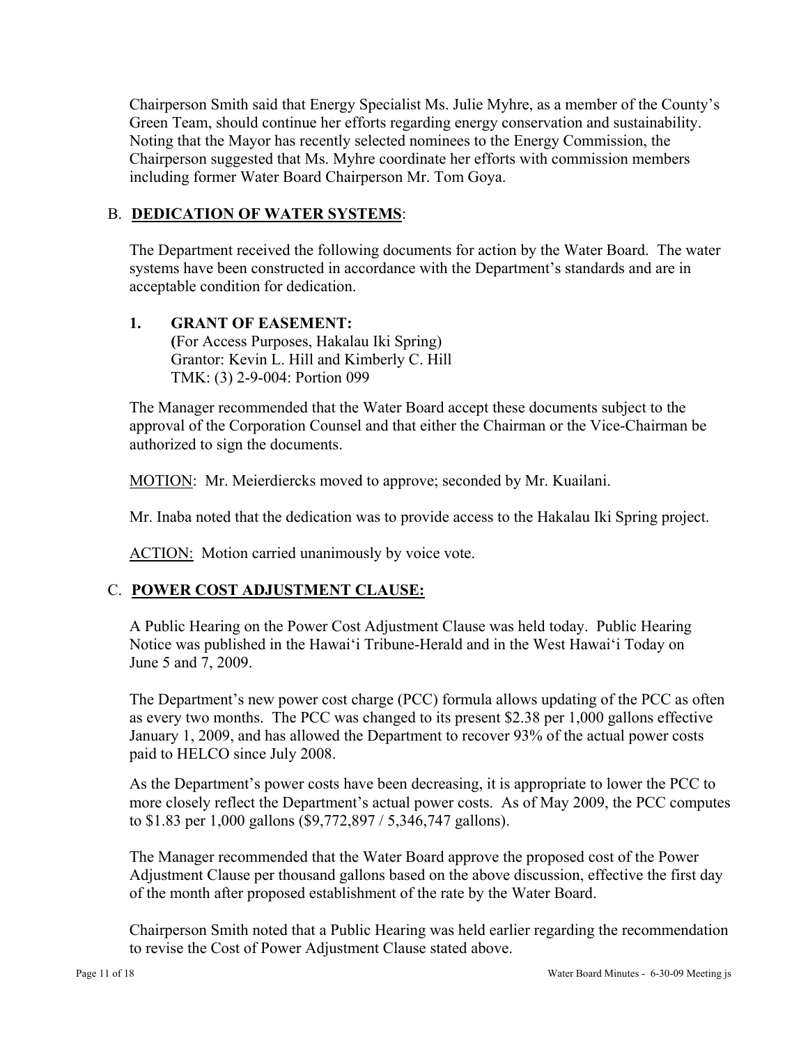Chairperson Smith said that Energy Specialist Ms. Julie Myhre, as a member of the County's Green Team, should continue her efforts regarding energy conservation and sustainability. Noting that the Mayor has recently selected nominees to the Energy Commission, the Chairperson suggested that Ms. Myhre coordinate her efforts with commission members including former Water Board Chairperson Mr. Tom Goya.

## B. **DEDICATION OF WATER SYSTEMS**:

The Department received the following documents for action by the Water Board. The water systems have been constructed in accordance with the Department's standards and are in acceptable condition for dedication.

### 1. GRANT OF EASEMENT:

**(**For Access Purposes, Hakalau Iki Spring)
Grantor: Kevin L. Hill and Kimberly C. Hill
TMK: (3) 2-9-004: Portion 099

The Manager recommended that the Water Board accept these documents subject to the approval of the Corporation Counsel and that either the Chairman or the Vice-Chairman be authorized to sign the documents.

MOTION: Mr. Meierdiercks moved to approve; seconded by Mr. Kuailani.

Mr. Inaba noted that the dedication was to provide access to the Hakalau Iki Spring project.

ACTION: Motion carried unanimously by voice vote.

## C. **POWER COST ADJUSTMENT CLAUSE:**

A Public Hearing on the Power Cost Adjustment Clause was held today. Public Hearing Notice was published in the Hawai'i Tribune-Herald and in the West Hawai'i Today on June 5 and 7, 2009.

The Department's new power cost charge (PCC) formula allows updating of the PCC as often as every two months. The PCC was changed to its present $2.38 per 1,000 gallons effective January 1, 2009, and has allowed the Department to recover 93% of the actual power costs paid to HELCO since July 2008.

As the Department's power costs have been decreasing, it is appropriate to lower the PCC to more closely reflect the Department's actual power costs. As of May 2009, the PCC computes to $1.83 per 1,000 gallons ($9,772,897 / 5,346,747 gallons).

The Manager recommended that the Water Board approve the proposed cost of the Power Adjustment Clause per thousand gallons based on the above discussion, effective the first day of the month after proposed establishment of the rate by the Water Board.

Chairperson Smith noted that a Public Hearing was held earlier regarding the recommendation to revise the Cost of Power Adjustment Clause stated above.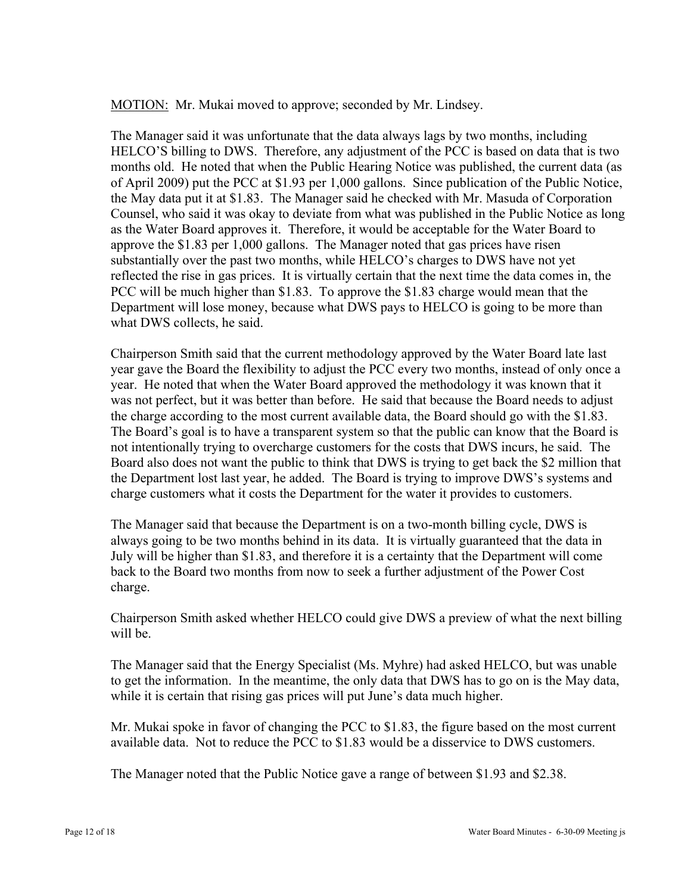MOTION: Mr. Mukai moved to approve; seconded by Mr. Lindsey.

The Manager said it was unfortunate that the data always lags by two months, including HELCO'S billing to DWS. Therefore, any adjustment of the PCC is based on data that is two months old. He noted that when the Public Hearing Notice was published, the current data (as of April 2009) put the PCC at $1.93 per 1,000 gallons. Since publication of the Public Notice, the May data put it at $1.83. The Manager said he checked with Mr. Masuda of Corporation Counsel, who said it was okay to deviate from what was published in the Public Notice as long as the Water Board approves it. Therefore, it would be acceptable for the Water Board to approve the $1.83 per 1,000 gallons. The Manager noted that gas prices have risen substantially over the past two months, while HELCO's charges to DWS have not yet reflected the rise in gas prices. It is virtually certain that the next time the data comes in, the PCC will be much higher than $1.83. To approve the $1.83 charge would mean that the Department will lose money, because what DWS pays to HELCO is going to be more than what DWS collects, he said.

Chairperson Smith said that the current methodology approved by the Water Board late last year gave the Board the flexibility to adjust the PCC every two months, instead of only once a year. He noted that when the Water Board approved the methodology it was known that it was not perfect, but it was better than before. He said that because the Board needs to adjust the charge according to the most current available data, the Board should go with the $1.83. The Board's goal is to have a transparent system so that the public can know that the Board is not intentionally trying to overcharge customers for the costs that DWS incurs, he said. The Board also does not want the public to think that DWS is trying to get back the $2 million that the Department lost last year, he added. The Board is trying to improve DWS's systems and charge customers what it costs the Department for the water it provides to customers.

The Manager said that because the Department is on a two-month billing cycle, DWS is always going to be two months behind in its data. It is virtually guaranteed that the data in July will be higher than $1.83, and therefore it is a certainty that the Department will come back to the Board two months from now to seek a further adjustment of the Power Cost charge.

Chairperson Smith asked whether HELCO could give DWS a preview of what the next billing will be.

The Manager said that the Energy Specialist (Ms. Myhre) had asked HELCO, but was unable to get the information. In the meantime, the only data that DWS has to go on is the May data, while it is certain that rising gas prices will put June's data much higher.

Mr. Mukai spoke in favor of changing the PCC to $1.83, the figure based on the most current available data. Not to reduce the PCC to $1.83 would be a disservice to DWS customers.

The Manager noted that the Public Notice gave a range of between $1.93 and $2.38.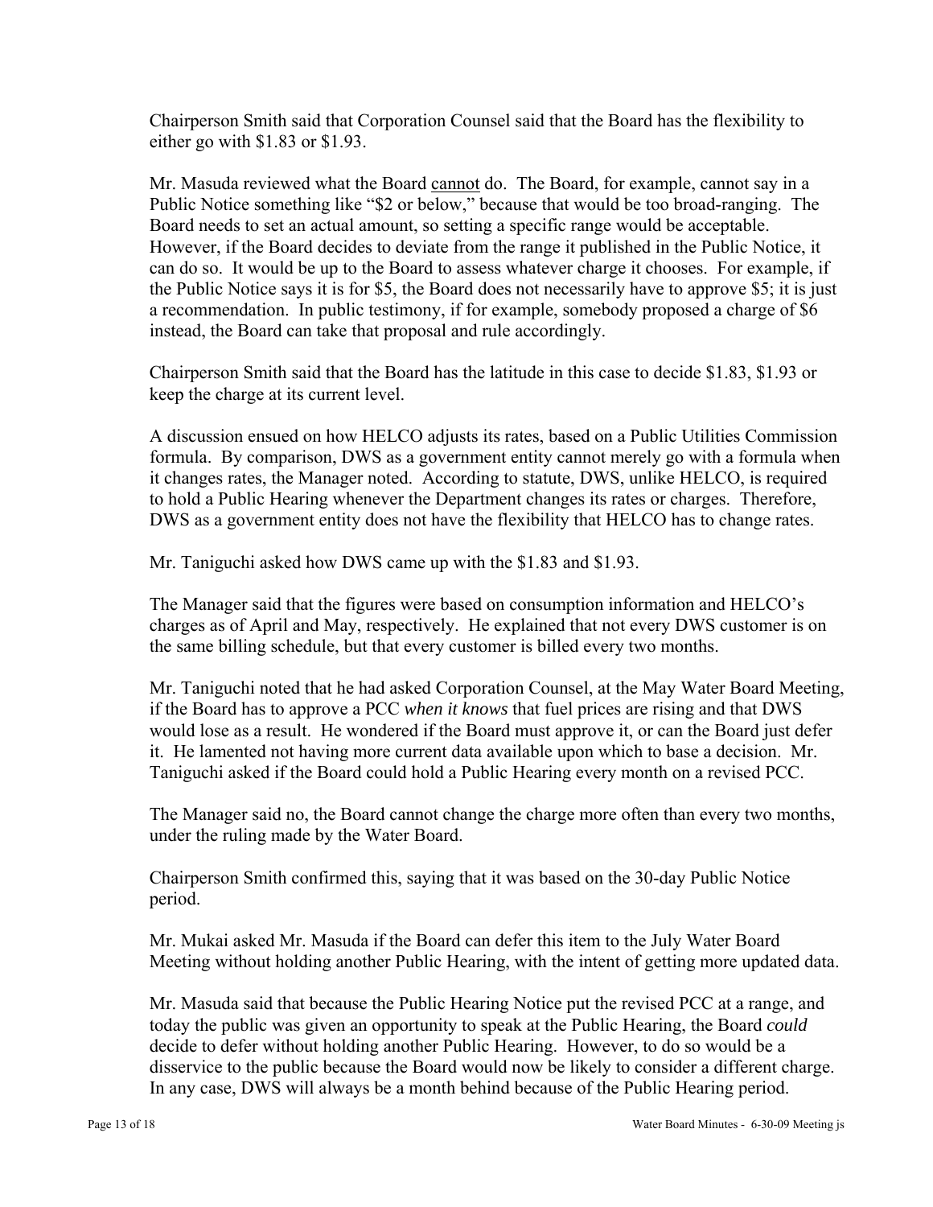Chairperson Smith said that Corporation Counsel said that the Board has the flexibility to either go with $1.83 or $1.93.

Mr. Masuda reviewed what the Board <u>cannot</u> do. The Board, for example, cannot say in a Public Notice something like "$2 or below," because that would be too broad-ranging. The Board needs to set an actual amount, so setting a specific range would be acceptable. However, if the Board decides to deviate from the range it published in the Public Notice, it can do so. It would be up to the Board to assess whatever charge it chooses. For example, if the Public Notice says it is for $5, the Board does not necessarily have to approve $5; it is just a recommendation. In public testimony, if for example, somebody proposed a charge of $6 instead, the Board can take that proposal and rule accordingly.

Chairperson Smith said that the Board has the latitude in this case to decide $1.83, $1.93 or keep the charge at its current level.

A discussion ensued on how HELCO adjusts its rates, based on a Public Utilities Commission formula. By comparison, DWS as a government entity cannot merely go with a formula when it changes rates, the Manager noted. According to statute, DWS, unlike HELCO, is required to hold a Public Hearing whenever the Department changes its rates or charges. Therefore, DWS as a government entity does not have the flexibility that HELCO has to change rates.

Mr. Taniguchi asked how DWS came up with the $1.83 and $1.93.

The Manager said that the figures were based on consumption information and HELCO's charges as of April and May, respectively. He explained that not every DWS customer is on the same billing schedule, but that every customer is billed every two months.

Mr. Taniguchi noted that he had asked Corporation Counsel, at the May Water Board Meeting, if the Board has to approve a PCC *when it knows* that fuel prices are rising and that DWS would lose as a result. He wondered if the Board must approve it, or can the Board just defer it. He lamented not having more current data available upon which to base a decision. Mr. Taniguchi asked if the Board could hold a Public Hearing every month on a revised PCC.

The Manager said no, the Board cannot change the charge more often than every two months, under the ruling made by the Water Board.

Chairperson Smith confirmed this, saying that it was based on the 30-day Public Notice period.

Mr. Mukai asked Mr. Masuda if the Board can defer this item to the July Water Board Meeting without holding another Public Hearing, with the intent of getting more updated data.

Mr. Masuda said that because the Public Hearing Notice put the revised PCC at a range, and today the public was given an opportunity to speak at the Public Hearing, the Board *could* decide to defer without holding another Public Hearing. However, to do so would be a disservice to the public because the Board would now be likely to consider a different charge. In any case, DWS will always be a month behind because of the Public Hearing period.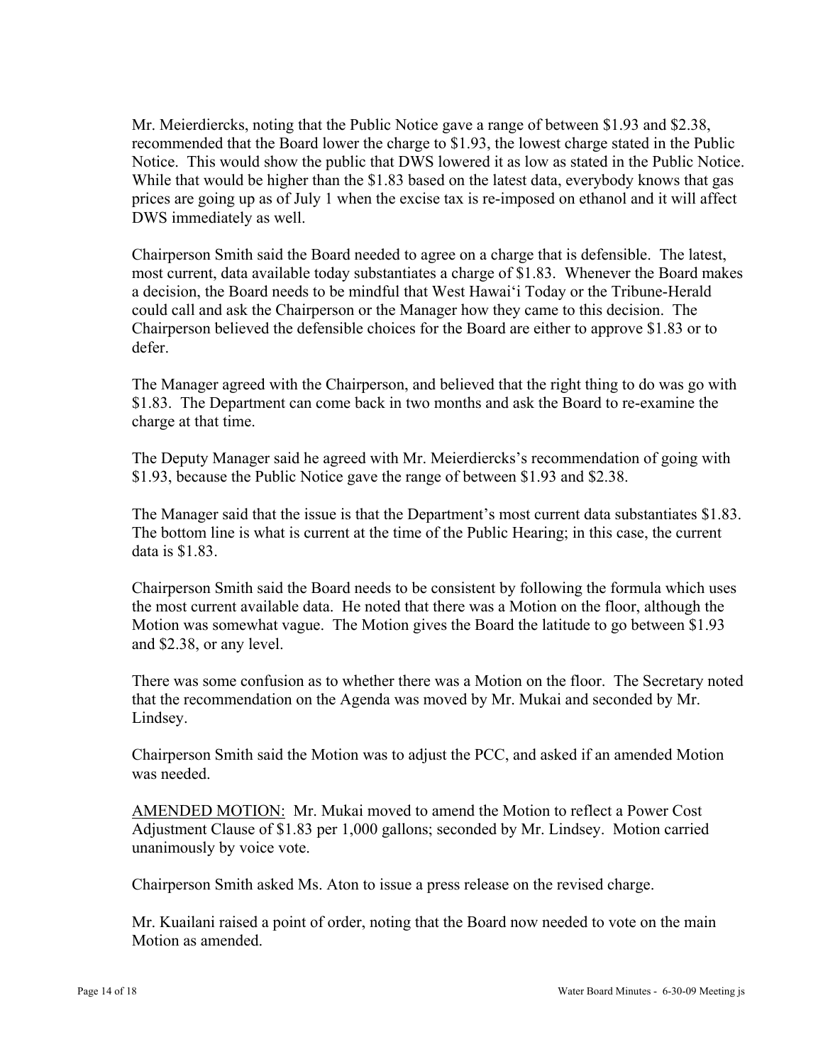Mr. Meierdiercks, noting that the Public Notice gave a range of between $1.93 and $2.38, recommended that the Board lower the charge to $1.93, the lowest charge stated in the Public Notice. This would show the public that DWS lowered it as low as stated in the Public Notice. While that would be higher than the $1.83 based on the latest data, everybody knows that gas prices are going up as of July 1 when the excise tax is re-imposed on ethanol and it will affect DWS immediately as well.

Chairperson Smith said the Board needed to agree on a charge that is defensible. The latest, most current, data available today substantiates a charge of $1.83. Whenever the Board makes a decision, the Board needs to be mindful that West Hawai‘i Today or the Tribune-Herald could call and ask the Chairperson or the Manager how they came to this decision. The Chairperson believed the defensible choices for the Board are either to approve $1.83 or to defer.

The Manager agreed with the Chairperson, and believed that the right thing to do was go with $1.83. The Department can come back in two months and ask the Board to re-examine the charge at that time.

The Deputy Manager said he agreed with Mr. Meierdiercks's recommendation of going with $1.93, because the Public Notice gave the range of between $1.93 and $2.38.

The Manager said that the issue is that the Department's most current data substantiates $1.83. The bottom line is what is current at the time of the Public Hearing; in this case, the current data is $1.83.

Chairperson Smith said the Board needs to be consistent by following the formula which uses the most current available data. He noted that there was a Motion on the floor, although the Motion was somewhat vague. The Motion gives the Board the latitude to go between $1.93 and $2.38, or any level.

There was some confusion as to whether there was a Motion on the floor. The Secretary noted that the recommendation on the Agenda was moved by Mr. Mukai and seconded by Mr. Lindsey.

Chairperson Smith said the Motion was to adjust the PCC, and asked if an amended Motion was needed.

<u>AMENDED MOTION:</u> Mr. Mukai moved to amend the Motion to reflect a Power Cost Adjustment Clause of $1.83 per 1,000 gallons; seconded by Mr. Lindsey. Motion carried unanimously by voice vote.

Chairperson Smith asked Ms. Aton to issue a press release on the revised charge.

Mr. Kuailani raised a point of order, noting that the Board now needed to vote on the main Motion as amended.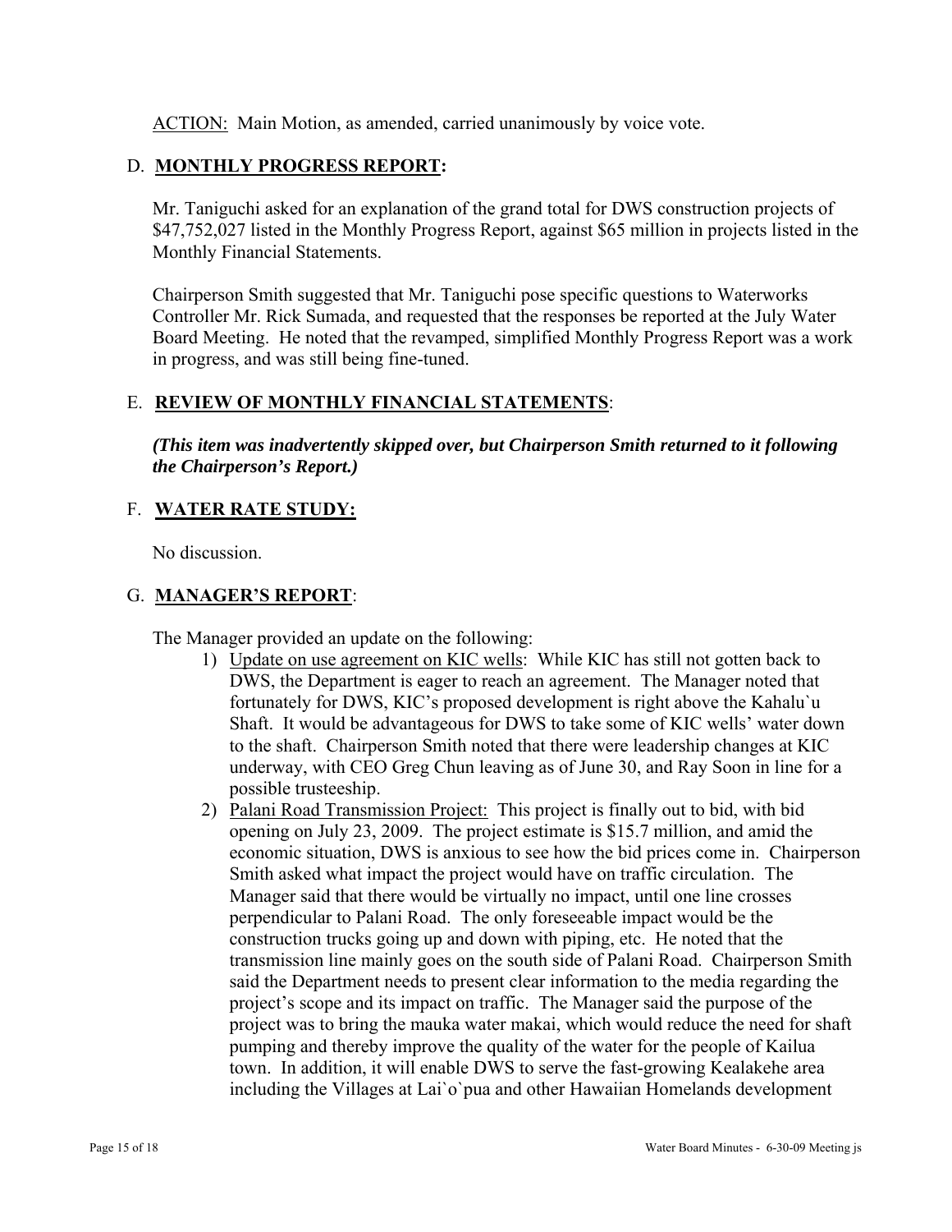ACTION: Main Motion, as amended, carried unanimously by voice vote.

## D. **MONTHLY PROGRESS REPORT:**

Mr. Taniguchi asked for an explanation of the grand total for DWS construction projects of $47,752,027 listed in the Monthly Progress Report, against $65 million in projects listed in the Monthly Financial Statements.

Chairperson Smith suggested that Mr. Taniguchi pose specific questions to Waterworks Controller Mr. Rick Sumada, and requested that the responses be reported at the July Water Board Meeting. He noted that the revamped, simplified Monthly Progress Report was a work in progress, and was still being fine-tuned.

## E. **REVIEW OF MONTHLY FINANCIAL STATEMENTS**:

***(This item was inadvertently skipped over, but Chairperson Smith returned to it following the Chairperson's Report.)***

## F. **WATER RATE STUDY:**

No discussion.

## G. **MANAGER'S REPORT**:

The Manager provided an update on the following:

1) Update on use agreement on KIC wells: While KIC has still not gotten back to DWS, the Department is eager to reach an agreement. The Manager noted that fortunately for DWS, KIC's proposed development is right above the Kahalu`u Shaft. It would be advantageous for DWS to take some of KIC wells' water down to the shaft. Chairperson Smith noted that there were leadership changes at KIC underway, with CEO Greg Chun leaving as of June 30, and Ray Soon in line for a possible trusteeship.
2) Palani Road Transmission Project: This project is finally out to bid, with bid opening on July 23, 2009. The project estimate is $15.7 million, and amid the economic situation, DWS is anxious to see how the bid prices come in. Chairperson Smith asked what impact the project would have on traffic circulation. The Manager said that there would be virtually no impact, until one line crosses perpendicular to Palani Road. The only foreseeable impact would be the construction trucks going up and down with piping, etc. He noted that the transmission line mainly goes on the south side of Palani Road. Chairperson Smith said the Department needs to present clear information to the media regarding the project's scope and its impact on traffic. The Manager said the purpose of the project was to bring the mauka water makai, which would reduce the need for shaft pumping and thereby improve the quality of the water for the people of Kailua town. In addition, it will enable DWS to serve the fast-growing Kealakehe area including the Villages at Lai`o`pua and other Hawaiian Homelands development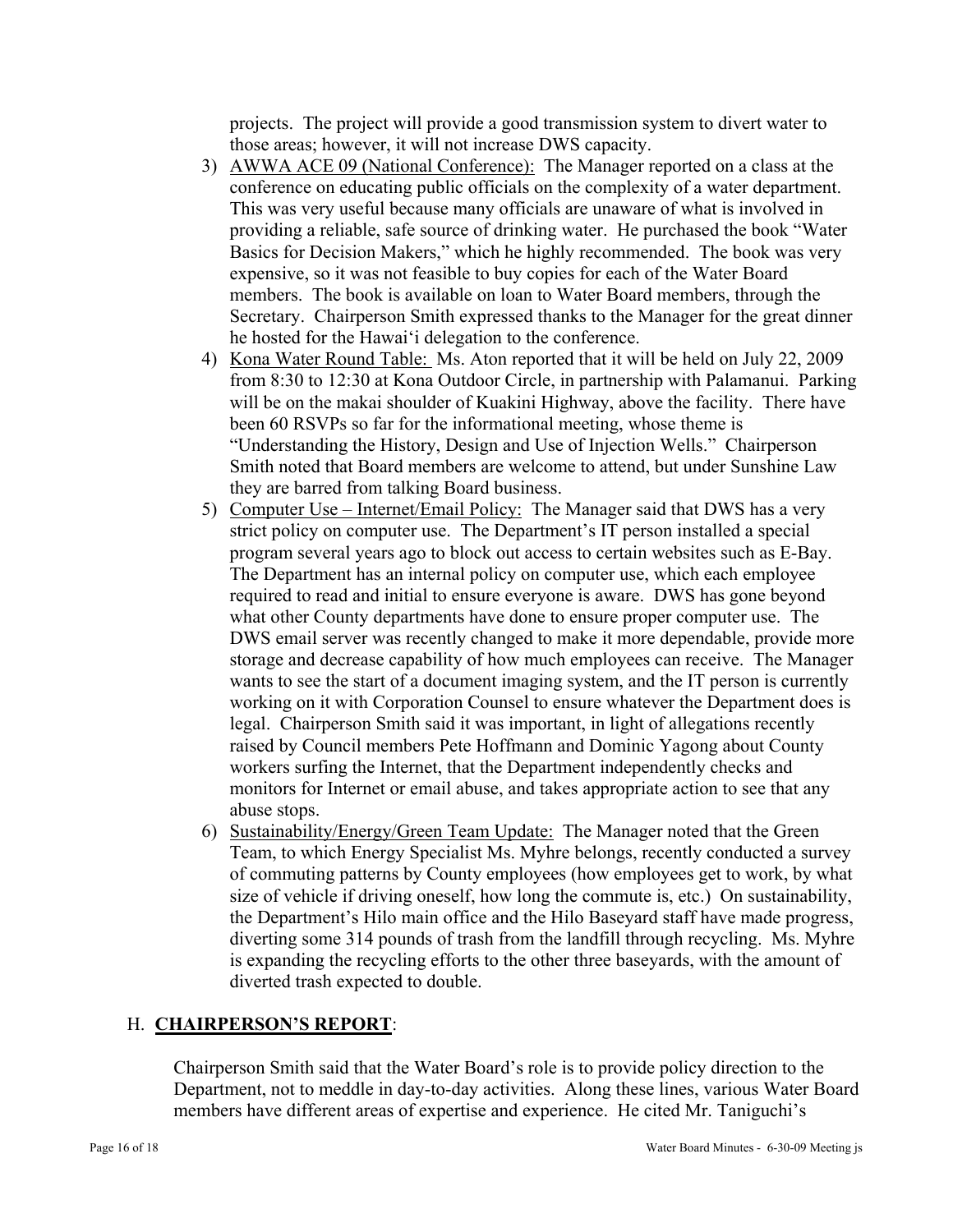projects. The project will provide a good transmission system to divert water to those areas; however, it will not increase DWS capacity.

3) AWWA ACE 09 (National Conference): The Manager reported on a class at the conference on educating public officials on the complexity of a water department. This was very useful because many officials are unaware of what is involved in providing a reliable, safe source of drinking water. He purchased the book "Water Basics for Decision Makers," which he highly recommended. The book was very expensive, so it was not feasible to buy copies for each of the Water Board members. The book is available on loan to Water Board members, through the Secretary. Chairperson Smith expressed thanks to the Manager for the great dinner he hosted for the Hawai'i delegation to the conference.

4) Kona Water Round Table: Ms. Aton reported that it will be held on July 22, 2009 from 8:30 to 12:30 at Kona Outdoor Circle, in partnership with Palamanui. Parking will be on the makai shoulder of Kuakini Highway, above the facility. There have been 60 RSVPs so far for the informational meeting, whose theme is "Understanding the History, Design and Use of Injection Wells." Chairperson Smith noted that Board members are welcome to attend, but under Sunshine Law they are barred from talking Board business.

5) Computer Use – Internet/Email Policy: The Manager said that DWS has a very strict policy on computer use. The Department's IT person installed a special program several years ago to block out access to certain websites such as E-Bay. The Department has an internal policy on computer use, which each employee required to read and initial to ensure everyone is aware. DWS has gone beyond what other County departments have done to ensure proper computer use. The DWS email server was recently changed to make it more dependable, provide more storage and decrease capability of how much employees can receive. The Manager wants to see the start of a document imaging system, and the IT person is currently working on it with Corporation Counsel to ensure whatever the Department does is legal. Chairperson Smith said it was important, in light of allegations recently raised by Council members Pete Hoffmann and Dominic Yagong about County workers surfing the Internet, that the Department independently checks and monitors for Internet or email abuse, and takes appropriate action to see that any abuse stops.

6) Sustainability/Energy/Green Team Update: The Manager noted that the Green Team, to which Energy Specialist Ms. Myhre belongs, recently conducted a survey of commuting patterns by County employees (how employees get to work, by what size of vehicle if driving oneself, how long the commute is, etc.) On sustainability, the Department's Hilo main office and the Hilo Baseyard staff have made progress, diverting some 314 pounds of trash from the landfill through recycling. Ms. Myhre is expanding the recycling efforts to the other three baseyards, with the amount of diverted trash expected to double.

## H. **CHAIRPERSON'S REPORT**:

Chairperson Smith said that the Water Board's role is to provide policy direction to the Department, not to meddle in day-to-day activities. Along these lines, various Water Board members have different areas of expertise and experience. He cited Mr. Taniguchi's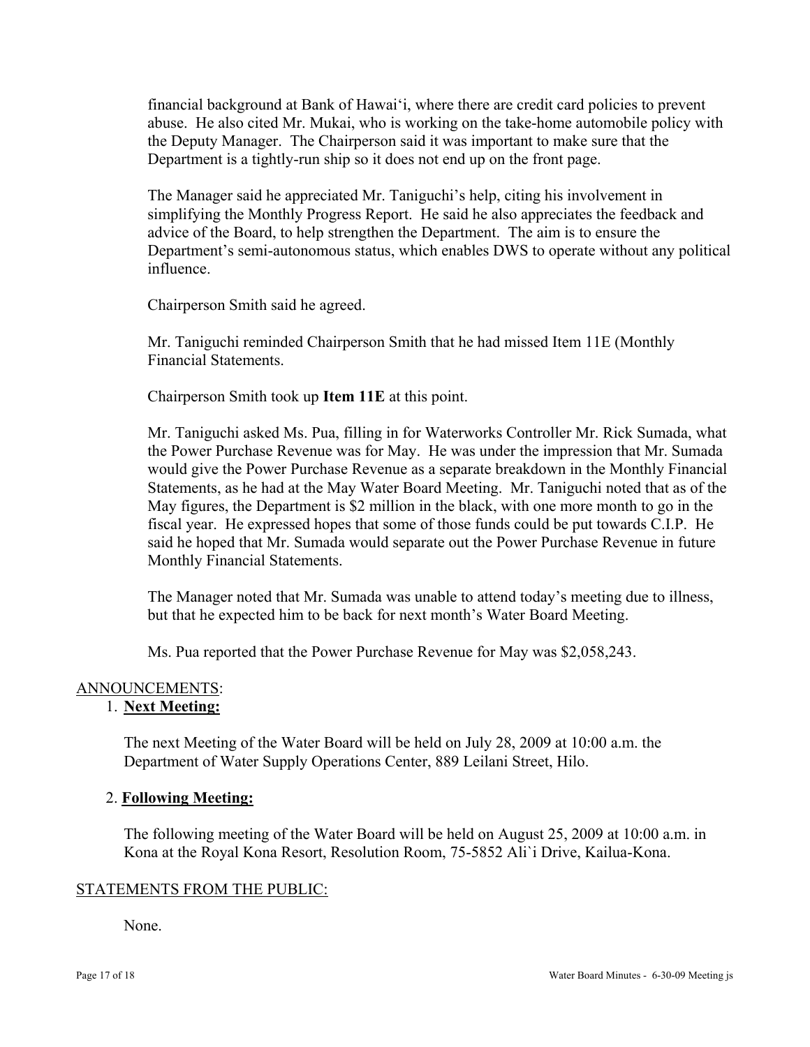financial background at Bank of Hawai‘i, where there are credit card policies to prevent abuse. He also cited Mr. Mukai, who is working on the take-home automobile policy with the Deputy Manager. The Chairperson said it was important to make sure that the Department is a tightly-run ship so it does not end up on the front page.

The Manager said he appreciated Mr. Taniguchi's help, citing his involvement in simplifying the Monthly Progress Report. He said he also appreciates the feedback and advice of the Board, to help strengthen the Department. The aim is to ensure the Department's semi-autonomous status, which enables DWS to operate without any political influence.

Chairperson Smith said he agreed.

Mr. Taniguchi reminded Chairperson Smith that he had missed Item 11E (Monthly Financial Statements.

Chairperson Smith took up **Item 11E** at this point.

Mr. Taniguchi asked Ms. Pua, filling in for Waterworks Controller Mr. Rick Sumada, what the Power Purchase Revenue was for May. He was under the impression that Mr. Sumada would give the Power Purchase Revenue as a separate breakdown in the Monthly Financial Statements, as he had at the May Water Board Meeting. Mr. Taniguchi noted that as of the May figures, the Department is $2 million in the black, with one more month to go in the fiscal year. He expressed hopes that some of those funds could be put towards C.I.P. He said he hoped that Mr. Sumada would separate out the Power Purchase Revenue in future Monthly Financial Statements.

The Manager noted that Mr. Sumada was unable to attend today's meeting due to illness, but that he expected him to be back for next month's Water Board Meeting.

Ms. Pua reported that the Power Purchase Revenue for May was $2,058,243.

ANNOUNCEMENTS:

1. **Next Meeting:**

   The next Meeting of the Water Board will be held on July 28, 2009 at 10:00 a.m. the Department of Water Supply Operations Center, 889 Leilani Street, Hilo.

2. **Following Meeting:**

   The following meeting of the Water Board will be held on August 25, 2009 at 10:00 a.m. in Kona at the Royal Kona Resort, Resolution Room, 75-5852 Ali`i Drive, Kailua-Kona.

STATEMENTS FROM THE PUBLIC:

None.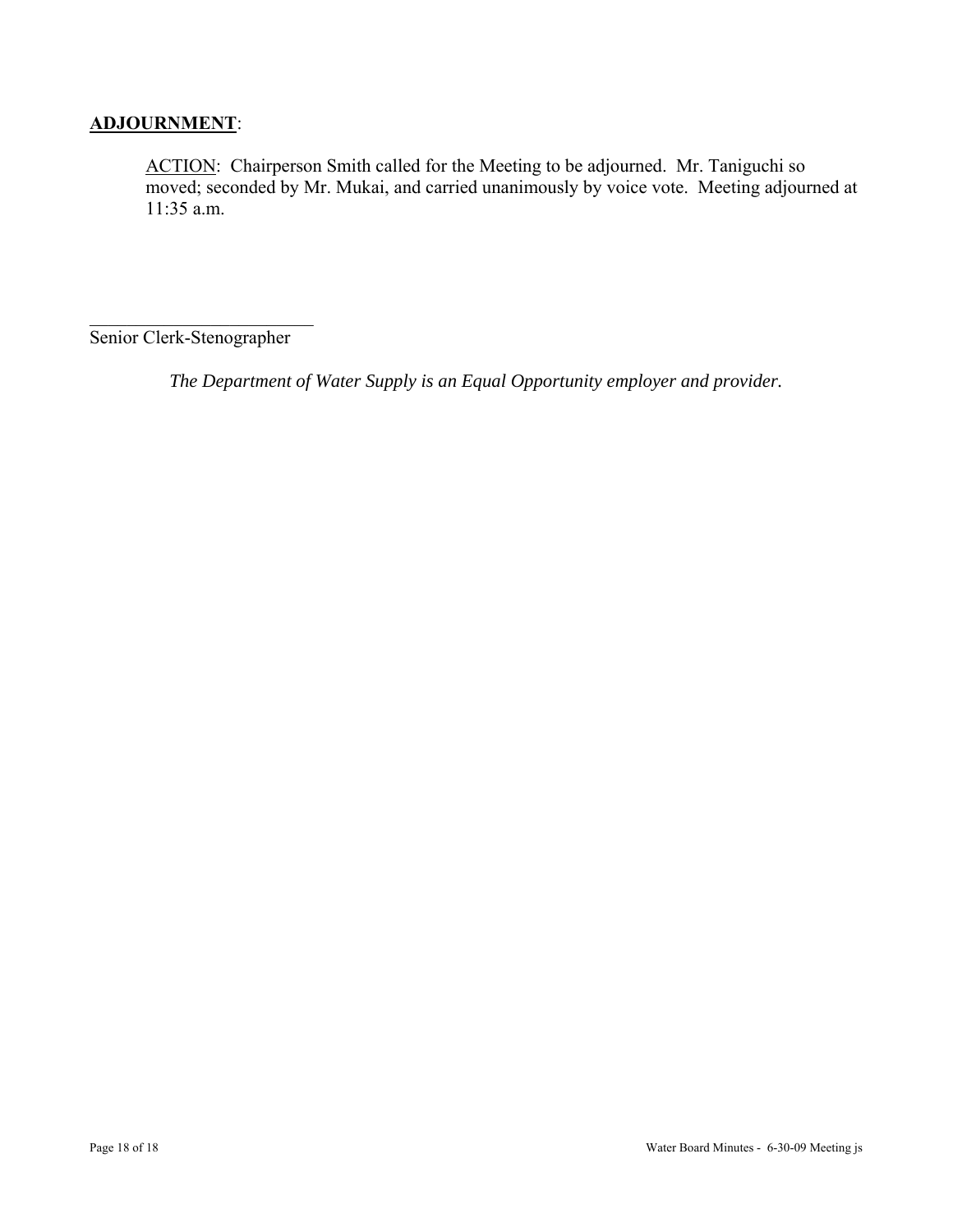**<u>ADJOURNMENT</u>**:

<u>ACTION</u>: Chairperson Smith called for the Meeting to be adjourned. Mr. Taniguchi so moved; seconded by Mr. Mukai, and carried unanimously by voice vote. Meeting adjourned at 11:35 a.m.

\_\_\_\_\_\_\_\_\_\_\_\_\_\_\_\_\_\_\_\_\_\_\_\_\_\_

Senior Clerk-Stenographer

*The Department of Water Supply is an Equal Opportunity employer and provider.*